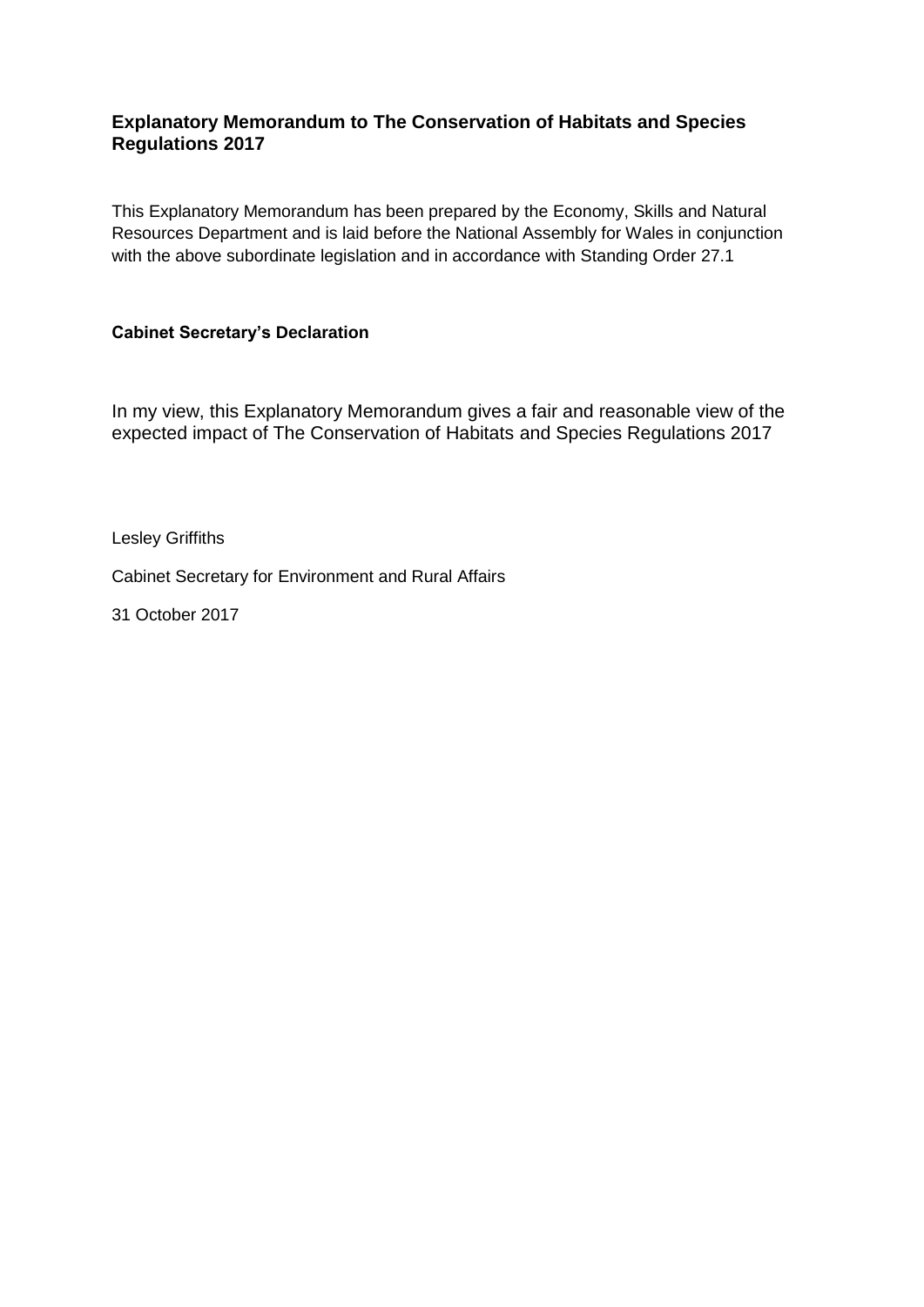# Explanatory Memorandum to The Conservation of Habitats and Species Regulations 2017

This Explanatory Memorandum has been prepared by the Economy, Skills and Natural Resources Department and is laid before the National Assembly for Wales in conjunction with the above subordinate legislation and in accordance with Standing Order 27.1

## Cabinet Secretary's Declaration

In my view, this Explanatory Memorandum gives a fair and reasonable view of the expected impact of The Conservation of Habitats and Species Regulations 2017

Lesley Griffiths

Cabinet Secretary for Environment and Rural Affairs

31 October 2017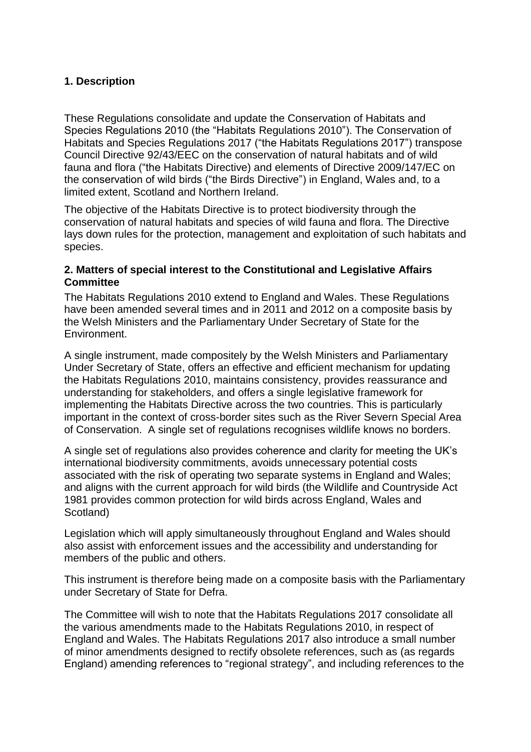## 1. Description

These Regulations consolidate and update the Conservation of Habitats and Species Regulations 2010 (the "Habitats Regulations 2010"). The Conservation of Habitats and Species Regulations 2017 ("the Habitats Regulations 2017") transpose Council Directive 92/43/EEC on the conservation of natural habitats and of wild fauna and flora ("the Habitats Directive) and elements of Directive 2009/147/EC on the conservation of wild birds ("the Birds Directive") in England, Wales and, to a limited extent, Scotland and Northern Ireland.

The objective of the Habitats Directive is to protect biodiversity through the conservation of natural habitats and species of wild fauna and flora. The Directive lays down rules for the protection, management and exploitation of such habitats and species.

## 2. Matters of special interest to the Constitutional and Legislative Affairs Committee

The Habitats Regulations 2010 extend to England and Wales. These Regulations have been amended several times and in 2011 and 2012 on a composite basis by the Welsh Ministers and the Parliamentary Under Secretary of State for the Environment.

A single instrument, made compositely by the Welsh Ministers and Parliamentary Under Secretary of State, offers an effective and efficient mechanism for updating the Habitats Regulations 2010, maintains consistency, provides reassurance and understanding for stakeholders, and offers a single legislative framework for implementing the Habitats Directive across the two countries. This is particularly important in the context of cross-border sites such as the River Severn Special Area of Conservation. A single set of regulations recognises wildlife knows no borders.

A single set of regulations also provides coherence and clarity for meeting the UK's international biodiversity commitments, avoids unnecessary potential costs associated with the risk of operating two separate systems in England and Wales; and aligns with the current approach for wild birds (the Wildlife and Countryside Act 1981 provides common protection for wild birds across England, Wales and Scotland)

Legislation which will apply simultaneously throughout England and Wales should also assist with enforcement issues and the accessibility and understanding for members of the public and others.

This instrument is therefore being made on a composite basis with the Parliamentary under Secretary of State for Defra.

The Committee will wish to note that the Habitats Regulations 2017 consolidate all the various amendments made to the Habitats Regulations 2010, in respect of England and Wales. The Habitats Regulations 2017 also introduce a small number of minor amendments designed to rectify obsolete references, such as (as regards England) amending references to "regional strategy", and including references to the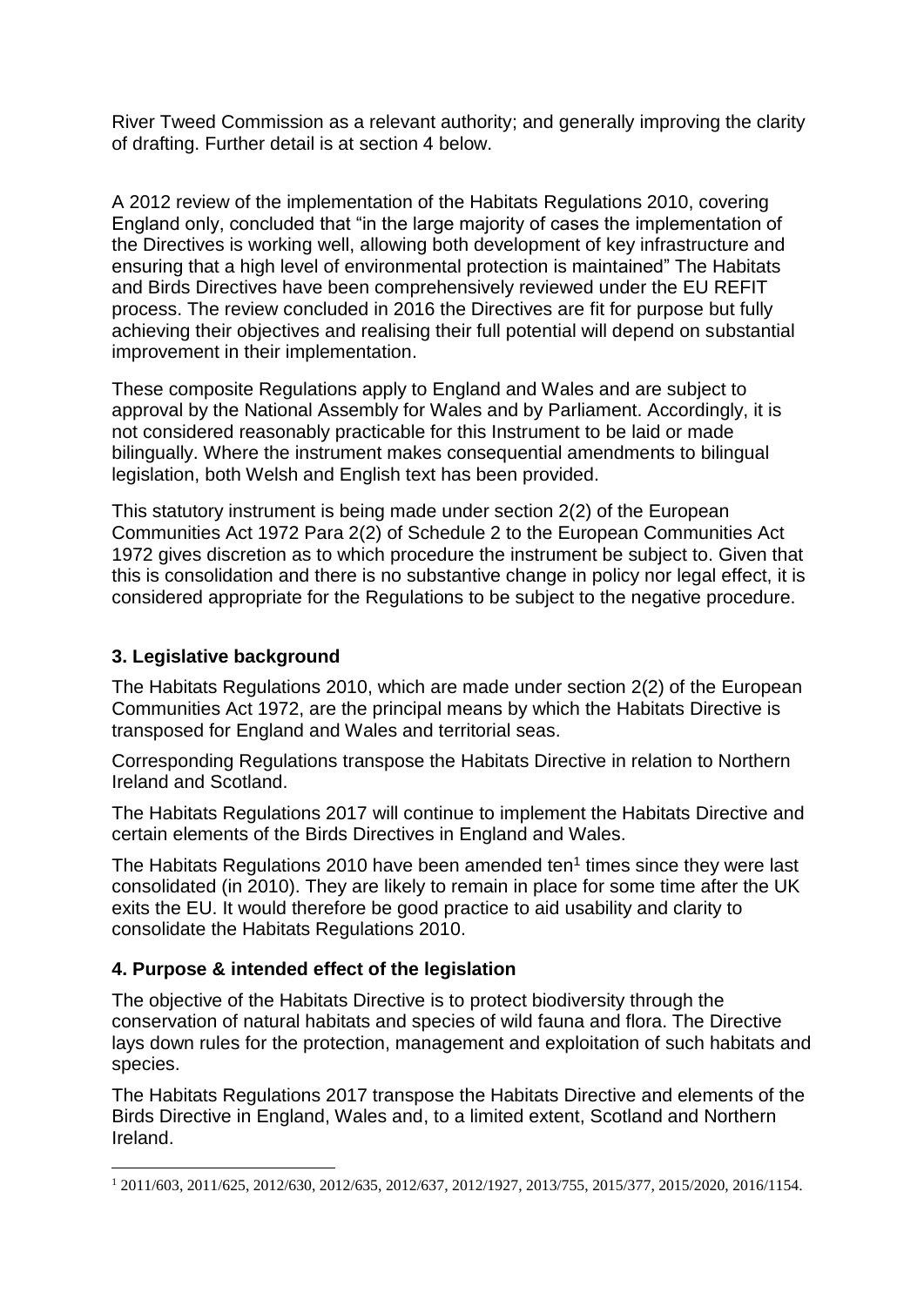River Tweed Commission as a relevant authority; and generally improving the clarity of drafting. Further detail is at section 4 below.

A 2012 review of the implementation of the Habitats Regulations 2010, covering England only, concluded that "in the large majority of cases the implementation of the Directives is working well, allowing both development of key infrastructure and ensuring that a high level of environmental protection is maintained" The Habitats and Birds Directives have been comprehensively reviewed under the EU REFIT process. The review concluded in 2016 the Directives are fit for purpose but fully achieving their objectives and realising their full potential will depend on substantial improvement in their implementation.

These composite Regulations apply to England and Wales and are subject to approval by the National Assembly for Wales and by Parliament. Accordingly, it is not considered reasonably practicable for this Instrument to be laid or made bilingually. Where the instrument makes consequential amendments to bilingual legislation, both Welsh and English text has been provided.

This statutory instrument is being made under section 2(2) of the European Communities Act 1972 Para 2(2) of Schedule 2 to the European Communities Act 1972 gives discretion as to which procedure the instrument be subject to. Given that this is consolidation and there is no substantive change in policy nor legal effect, it is considered appropriate for the Regulations to be subject to the negative procedure.

## 3. Legislative background

The Habitats Regulations 2010, which are made under section 2(2) of the European Communities Act 1972, are the principal means by which the Habitats Directive is transposed for England and Wales and territorial seas.

Corresponding Regulations transpose the Habitats Directive in relation to Northern Ireland and Scotland.

The Habitats Regulations 2017 will continue to implement the Habitats Directive and certain elements of the Birds Directives in England and Wales.

The Habitats Regulations 2010 have been amended ten[1] times since they were last consolidated (in 2010). They are likely to remain in place for some time after the UK exits the EU. It would therefore be good practice to aid usability and clarity to consolidate the Habitats Regulations 2010.

## 4. Purpose & intended effect of the legislation

The objective of the Habitats Directive is to protect biodiversity through the conservation of natural habitats and species of wild fauna and flora. The Directive lays down rules for the protection, management and exploitation of such habitats and species.

The Habitats Regulations 2017 transpose the Habitats Directive and elements of the Birds Directive in England, Wales and, to a limited extent, Scotland and Northern Ireland.

[1] 2011/603, 2011/625, 2012/630, 2012/635, 2012/637, 2012/1927, 2013/755, 2015/377, 2015/2020, 2016/1154.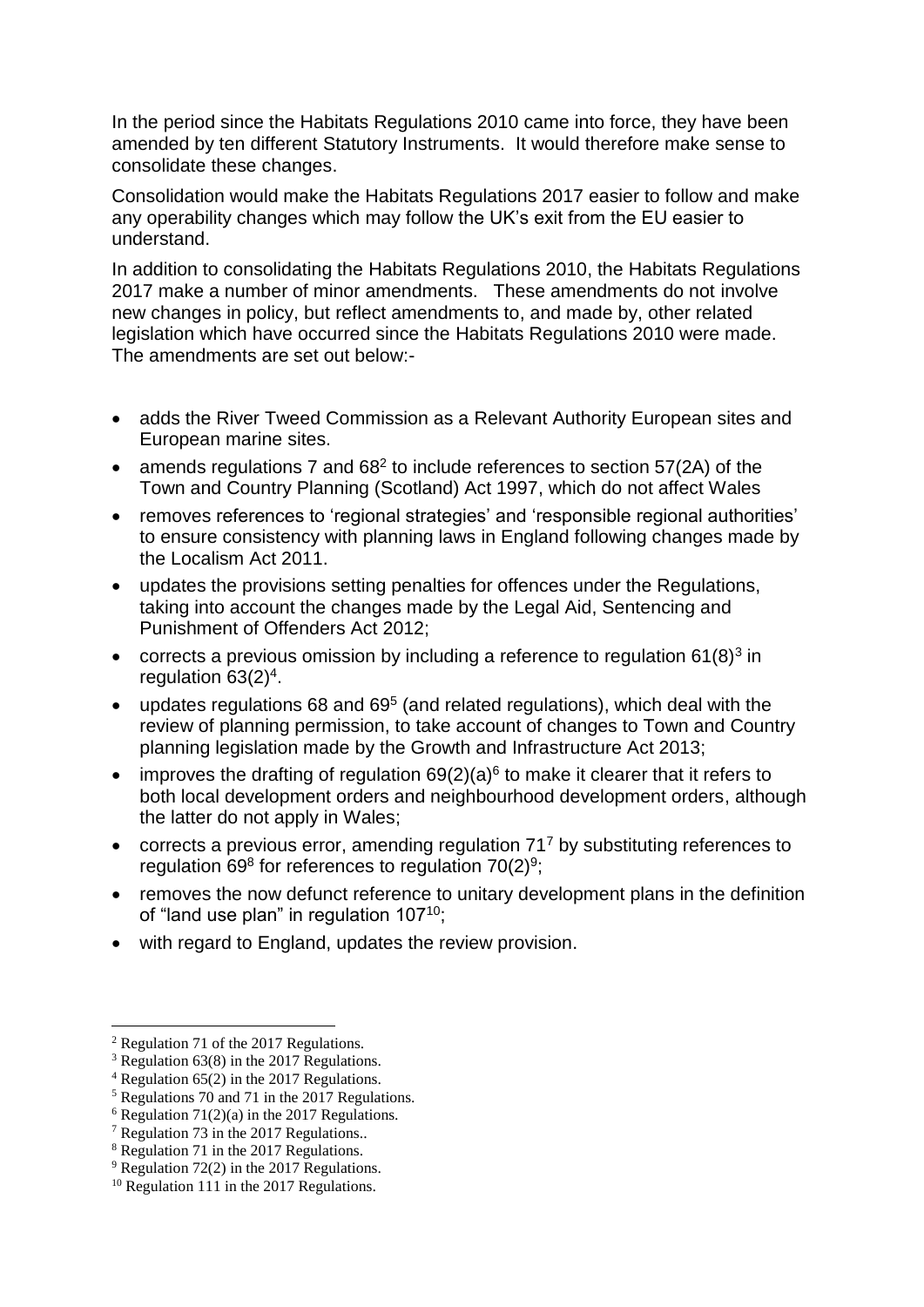In the period since the Habitats Regulations 2010 came into force, they have been amended by ten different Statutory Instruments. It would therefore make sense to consolidate these changes.

Consolidation would make the Habitats Regulations 2017 easier to follow and make any operability changes which may follow the UK's exit from the EU easier to understand.

In addition to consolidating the Habitats Regulations 2010, the Habitats Regulations 2017 make a number of minor amendments. These amendments do not involve new changes in policy, but reflect amendments to, and made by, other related legislation which have occurred since the Habitats Regulations 2010 were made. The amendments are set out below:-

- adds the River Tweed Commission as a Relevant Authority European sites and European marine sites.
- amends regulations 7 and 68[2] to include references to section 57(2A) of the Town and Country Planning (Scotland) Act 1997, which do not affect Wales
- removes references to 'regional strategies' and 'responsible regional authorities' to ensure consistency with planning laws in England following changes made by the Localism Act 2011.
- updates the provisions setting penalties for offences under the Regulations, taking into account the changes made by the Legal Aid, Sentencing and Punishment of Offenders Act 2012;
- corrects a previous omission by including a reference to regulation 61(8)[3] in regulation 63(2)[4].
- updates regulations 68 and 69[5] (and related regulations), which deal with the review of planning permission, to take account of changes to Town and Country planning legislation made by the Growth and Infrastructure Act 2013;
- improves the drafting of regulation 69(2)(a)[6] to make it clearer that it refers to both local development orders and neighbourhood development orders, although the latter do not apply in Wales;
- corrects a previous error, amending regulation 71[7] by substituting references to regulation 69[8] for references to regulation 70(2)[9];
- removes the now defunct reference to unitary development plans in the definition of "land use plan" in regulation 107[10];
- with regard to England, updates the review provision.

---

[2] Regulation 71 of the 2017 Regulations.
[3] Regulation 63(8) in the 2017 Regulations.
[4] Regulation 65(2) in the 2017 Regulations.
[5] Regulations 70 and 71 in the 2017 Regulations.
[6] Regulation 71(2)(a) in the 2017 Regulations.
[7] Regulation 73 in the 2017 Regulations..
[8] Regulation 71 in the 2017 Regulations.
[9] Regulation 72(2) in the 2017 Regulations.
[10] Regulation 111 in the 2017 Regulations.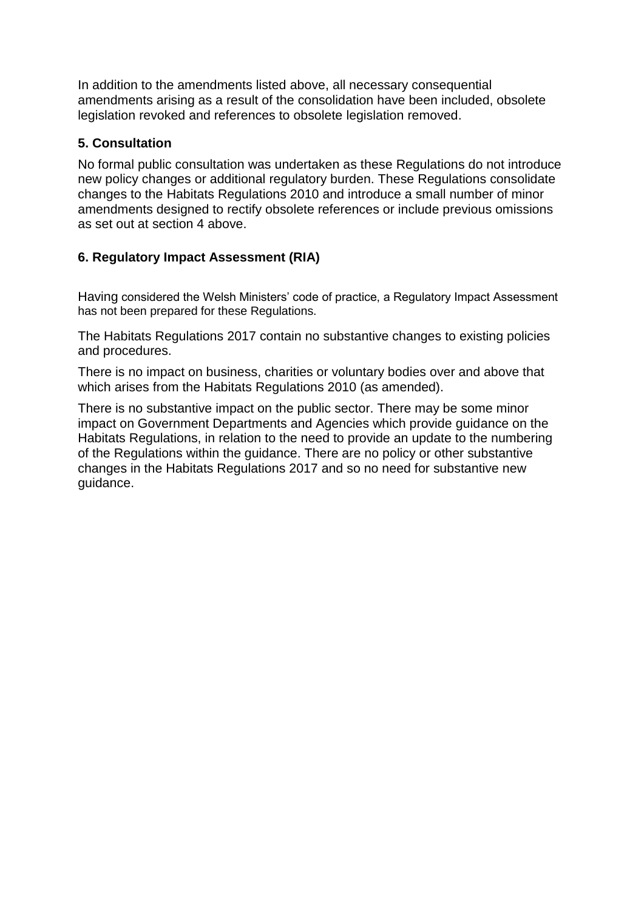In addition to the amendments listed above, all necessary consequential amendments arising as a result of the consolidation have been included, obsolete legislation revoked and references to obsolete legislation removed.

### 5. Consultation

No formal public consultation was undertaken as these Regulations do not introduce new policy changes or additional regulatory burden. These Regulations consolidate changes to the Habitats Regulations 2010 and introduce a small number of minor amendments designed to rectify obsolete references or include previous omissions as set out at section 4 above.

### 6. Regulatory Impact Assessment (RIA)

Having considered the Welsh Ministers' code of practice, a Regulatory Impact Assessment has not been prepared for these Regulations.

The Habitats Regulations 2017 contain no substantive changes to existing policies and procedures.

There is no impact on business, charities or voluntary bodies over and above that which arises from the Habitats Regulations 2010 (as amended).

There is no substantive impact on the public sector. There may be some minor impact on Government Departments and Agencies which provide guidance on the Habitats Regulations, in relation to the need to provide an update to the numbering of the Regulations within the guidance. There are no policy or other substantive changes in the Habitats Regulations 2017 and so no need for substantive new guidance.